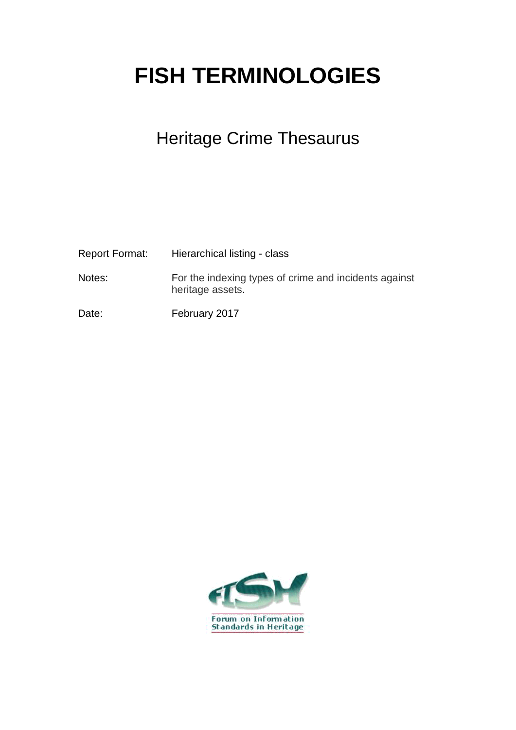# FISH TERMINOLOGIES

## Heritage Crime Thesaurus

Report Format: Hierarchical listing - class

Notes: For the indexing types of crime and incidents against heritage assets.

Date: February 2017

Forum on Information Standards in Heritage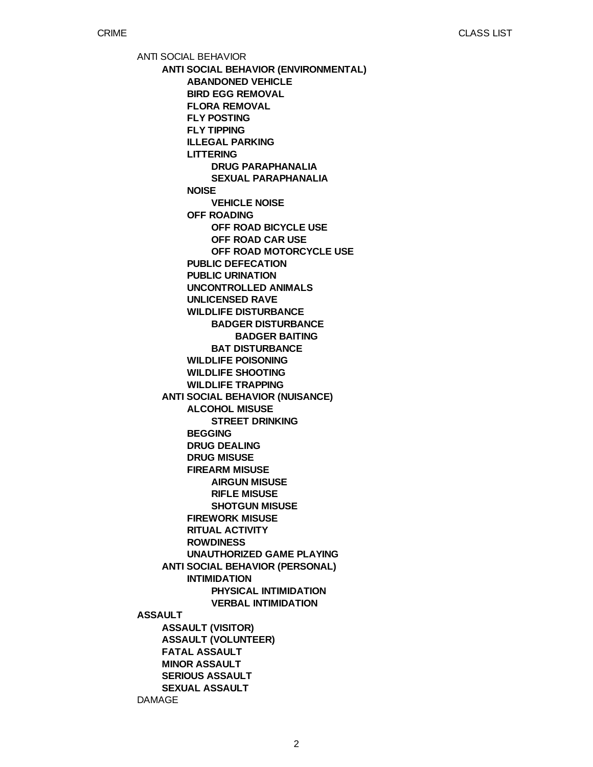ANTI SOCIAL BEHAVIOR

- **ANTI SOCIAL BEHAVIOR (ENVIRONMENTAL)**
  - **ABANDONED VEHICLE**
  - **BIRD EGG REMOVAL**
  - **FLORA REMOVAL**
  - **FLY POSTING**
  - **FLY TIPPING**
  - **ILLEGAL PARKING**
  - **LITTERING**
    - **DRUG PARAPHANALIA**
    - **SEXUAL PARAPHANALIA**
  - **NOISE**
    - **VEHICLE NOISE**
  - **OFF ROADING**
    - **OFF ROAD BICYCLE USE**
    - **OFF ROAD CAR USE**
    - **OFF ROAD MOTORCYCLE USE**
  - **PUBLIC DEFECATION**
  - **PUBLIC URINATION**
  - **UNCONTROLLED ANIMALS**
  - **UNLICENSED RAVE**
  - **WILDLIFE DISTURBANCE**
    - **BADGER DISTURBANCE**
      - **BADGER BAITING**
    - **BAT DISTURBANCE**
  - **WILDLIFE POISONING**
  - **WILDLIFE SHOOTING**
  - **WILDLIFE TRAPPING**
- **ANTI SOCIAL BEHAVIOR (NUISANCE)**
  - **ALCOHOL MISUSE**
    - **STREET DRINKING**
  - **BEGGING**
  - **DRUG DEALING**
  - **DRUG MISUSE**
  - **FIREARM MISUSE**
    - **AIRGUN MISUSE**
    - **RIFLE MISUSE**
    - **SHOTGUN MISUSE**
  - **FIREWORK MISUSE**
  - **RITUAL ACTIVITY**
  - **ROWDINESS**
  - **UNAUTHORIZED GAME PLAYING**
- **ANTI SOCIAL BEHAVIOR (PERSONAL)**
  - **INTIMIDATION**
    - **PHYSICAL INTIMIDATION**
    - **VERBAL INTIMIDATION**

**ASSAULT**

- **ASSAULT (VISITOR)**
- **ASSAULT (VOLUNTEER)**
- **FATAL ASSAULT**
- **MINOR ASSAULT**
- **SERIOUS ASSAULT**
- **SEXUAL ASSAULT**

DAMAGE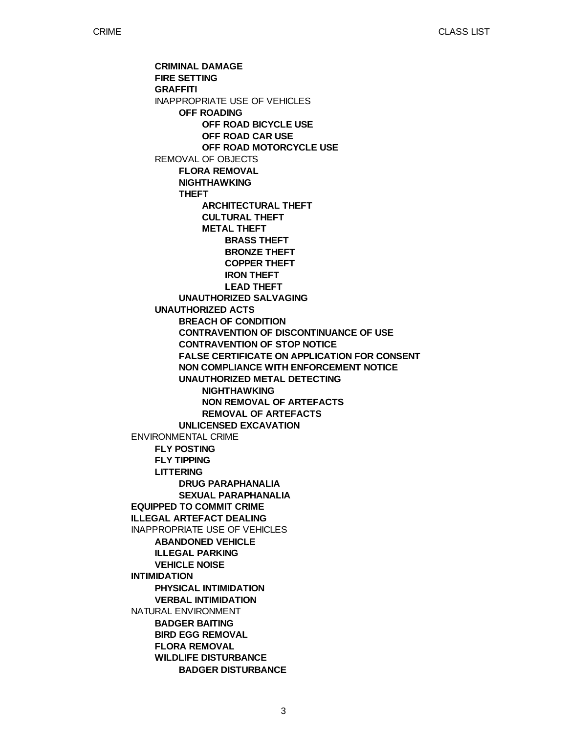- **CRIMINAL DAMAGE**
- **FIRE SETTING**
- **GRAFFITI**
- INAPPROPRIATE USE OF VEHICLES
    - **OFF ROADING**
        - **OFF ROAD BICYCLE USE**
        - **OFF ROAD CAR USE**
        - **OFF ROAD MOTORCYCLE USE**
- REMOVAL OF OBJECTS
    - **FLORA REMOVAL**
    - **NIGHTHAWKING**
    - **THEFT**
        - **ARCHITECTURAL THEFT**
        - **CULTURAL THEFT**
        - **METAL THEFT**
            - **BRASS THEFT**
            - **BRONZE THEFT**
            - **COPPER THEFT**
            - **IRON THEFT**
            - **LEAD THEFT**
    - **UNAUTHORIZED SALVAGING**
- **UNAUTHORIZED ACTS**
    - **BREACH OF CONDITION**
    - **CONTRAVENTION OF DISCONTINUANCE OF USE**
    - **CONTRAVENTION OF STOP NOTICE**
    - **FALSE CERTIFICATE ON APPLICATION FOR CONSENT**
    - **NON COMPLIANCE WITH ENFORCEMENT NOTICE**
    - **UNAUTHORIZED METAL DETECTING**
        - **NIGHTHAWKING**
        - **NON REMOVAL OF ARTEFACTS**
        - **REMOVAL OF ARTEFACTS**
    - **UNLICENSED EXCAVATION**

ENVIRONMENTAL CRIME
- **FLY POSTING**
- **FLY TIPPING**
- **LITTERING**
    - **DRUG PARAPHANALIA**
    - **SEXUAL PARAPHANALIA**

**EQUIPPED TO COMMIT CRIME**

**ILLEGAL ARTEFACT DEALING**

INAPPROPRIATE USE OF VEHICLES
- **ABANDONED VEHICLE**
- **ILLEGAL PARKING**
- **VEHICLE NOISE**

**INTIMIDATION**
- **PHYSICAL INTIMIDATION**
- **VERBAL INTIMIDATION**

NATURAL ENVIRONMENT
- **BADGER BAITING**
- **BIRD EGG REMOVAL**
- **FLORA REMOVAL**
- **WILDLIFE DISTURBANCE**
    - **BADGER DISTURBANCE**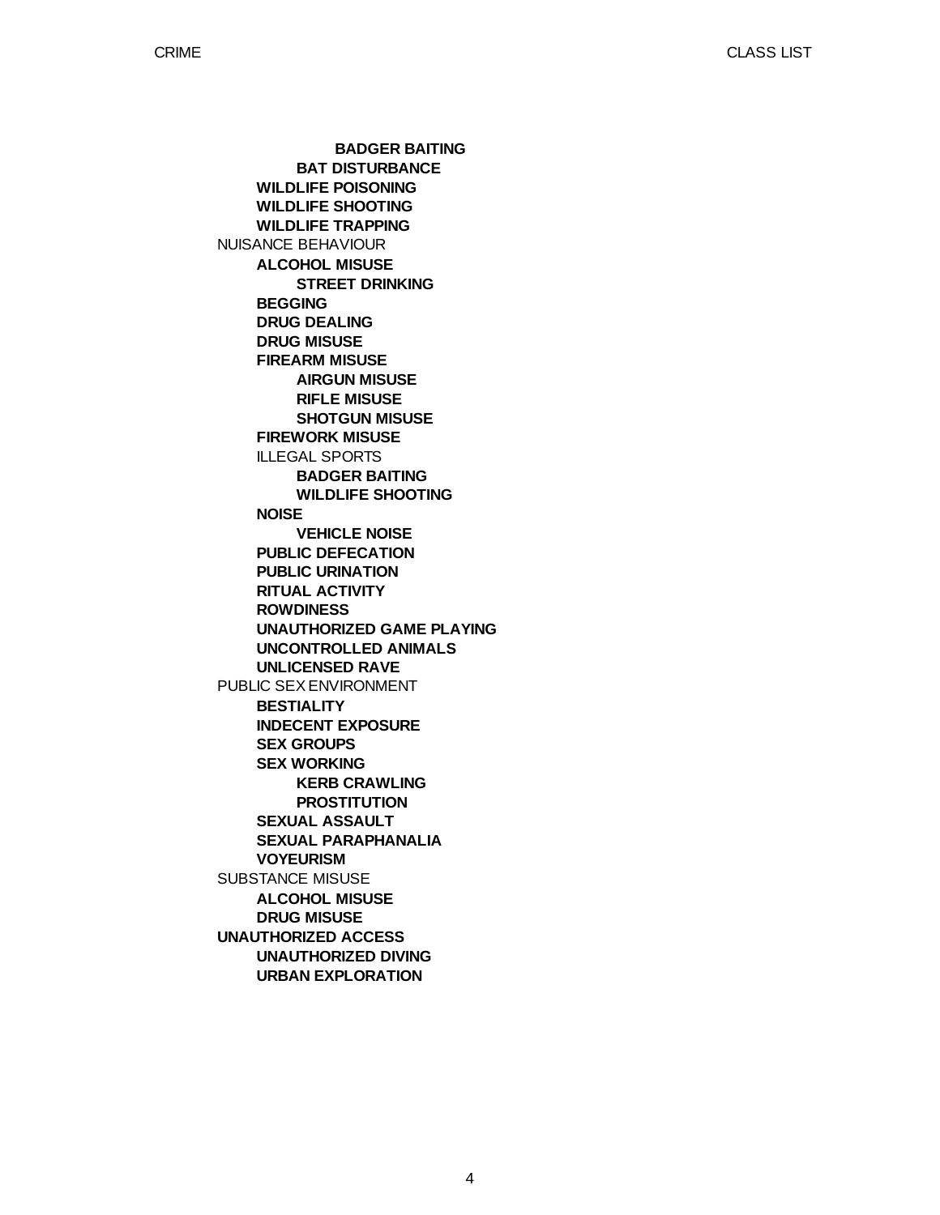- **BADGER BAITING**
- **BAT DISTURBANCE**
- **WILDLIFE POISONING**
- **WILDLIFE SHOOTING**
- **WILDLIFE TRAPPING**

NUISANCE BEHAVIOUR

- **ALCOHOL MISUSE**
  - **STREET DRINKING**
- **BEGGING**
- **DRUG DEALING**
- **DRUG MISUSE**
- **FIREARM MISUSE**
  - **AIRGUN MISUSE**
  - **RIFLE MISUSE**
  - **SHOTGUN MISUSE**
- **FIREWORK MISUSE**
- ILLEGAL SPORTS
  - **BADGER BAITING**
  - **WILDLIFE SHOOTING**
- **NOISE**
  - **VEHICLE NOISE**
- **PUBLIC DEFECATION**
- **PUBLIC URINATION**
- **RITUAL ACTIVITY**
- **ROWDINESS**
- **UNAUTHORIZED GAME PLAYING**
- **UNCONTROLLED ANIMALS**
- **UNLICENSED RAVE**

PUBLIC SEX ENVIRONMENT

- **BESTIALITY**
- **INDECENT EXPOSURE**
- **SEX GROUPS**
- **SEX WORKING**
  - **KERB CRAWLING**
  - **PROSTITUTION**
- **SEXUAL ASSAULT**
- **SEXUAL PARAPHANALIA**
- **VOYEURISM**

SUBSTANCE MISUSE

- **ALCOHOL MISUSE**
- **DRUG MISUSE**

**UNAUTHORIZED ACCESS**

- **UNAUTHORIZED DIVING**
- **URBAN EXPLORATION**